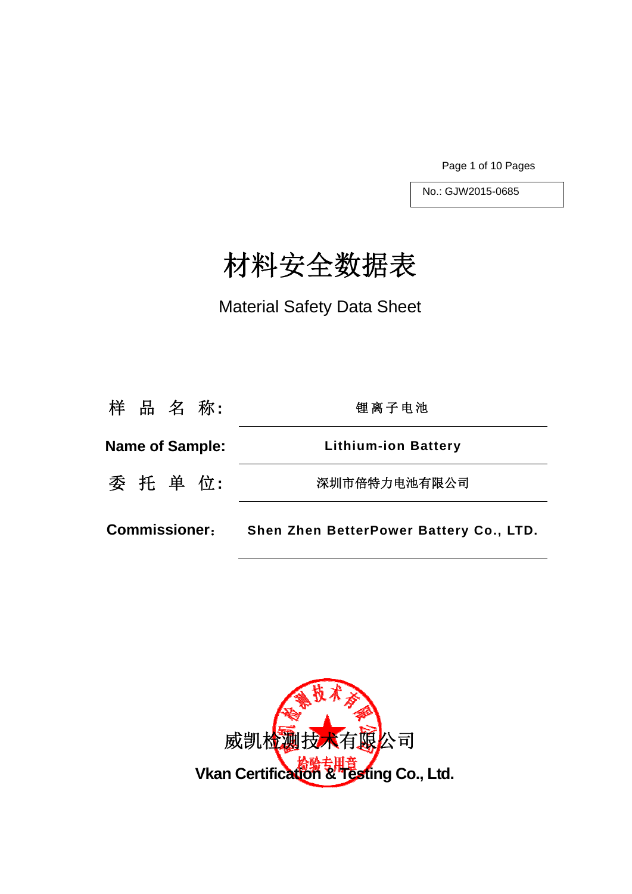No.: GJW2015-0685

# 材料安全数据表

## Material Safety Data Sheet

| | |
|---|---|
| 样 品 名 称: | 锂离子电池 |
| **Name of Sample:** | **Lithium-ion Battery** |
| 委 托 单 位: | 深圳市倍特力电池有限公司 |
| **Commissioner**: | **Shen Zhen BetterPower Battery Co., LTD.** |

威凯检测技术有限公司

**Vkan Certification & Testing Co., Ltd.**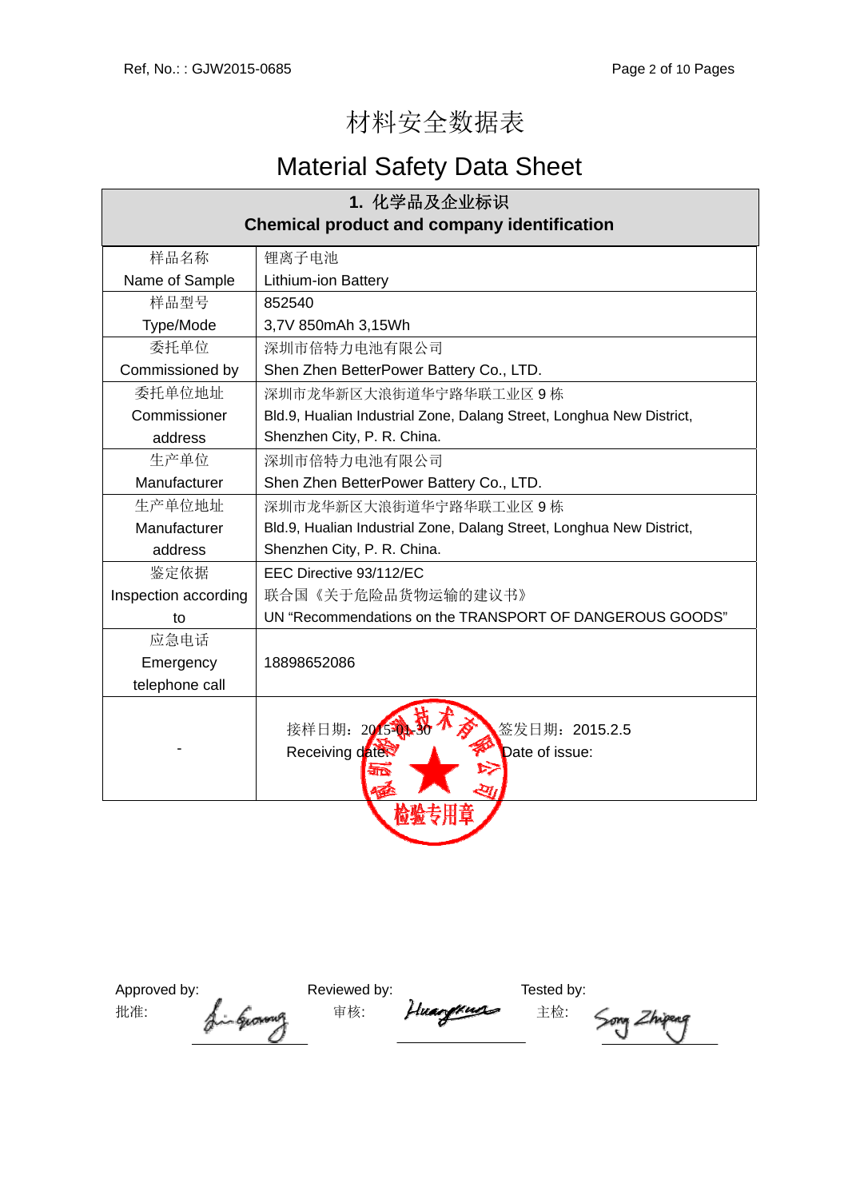# 材料安全数据表

# Material Safety Data Sheet

## 1. 化学品及企业标识
## Chemical product and company identification

| 样品名称<br>Name of Sample | 锂离子电池<br>Lithium-ion Battery |
|---|---|
| 样品型号<br>Type/Mode | 852540<br>3,7V 850mAh 3,15Wh |
| 委托单位<br>Commissioned by | 深圳市倍特力电池有限公司<br>Shen Zhen BetterPower Battery Co., LTD. |
| 委托单位地址<br>Commissioner address | 深圳市龙华新区大浪街道华宁路华联工业区 9 栋<br>Bld.9, Hualian Industrial Zone, Dalang Street, Longhua New District, Shenzhen City, P. R. China. |
| 生产单位<br>Manufacturer | 深圳市倍特力电池有限公司<br>Shen Zhen BetterPower Battery Co., LTD. |
| 生产单位地址<br>Manufacturer address | 深圳市龙华新区大浪街道华宁路华联工业区 9 栋<br>Bld.9, Hualian Industrial Zone, Dalang Street, Longhua New District, Shenzhen City, P. R. China. |
| 鉴定依据<br>Inspection according to | EEC Directive 93/112/EC<br>联合国《关于危险品货物运输的建议书》<br>UN "Recommendations on the TRANSPORT OF DANGEROUS GOODS" |
| 应急电话<br>Emergency telephone call | 18898652086 |
| - | 接样日期：2015-01-30 Receiving date:<br>签发日期：2015.2.5 Date of issue: |

检验专用章

Approved by: 批准: Li Guowng

Reviewed by: 审核: Huangxua

Tested by: 主检: Song Zhipeng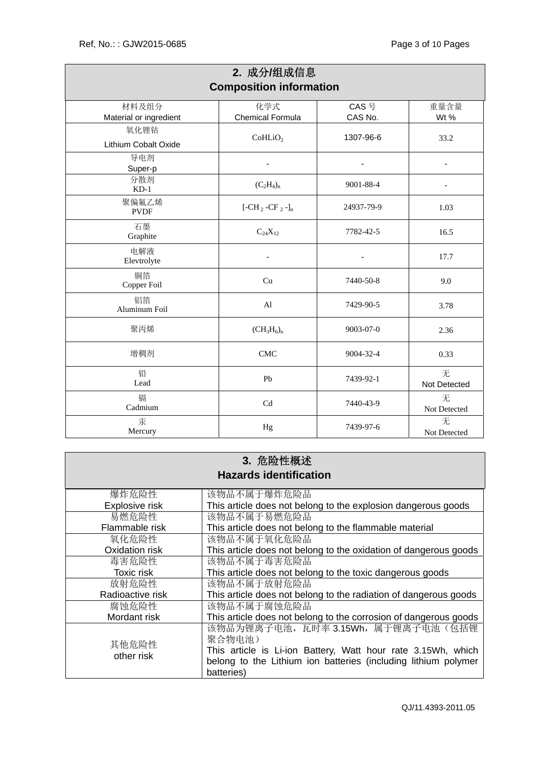## 2. 成分/组成信息 Composition information

| 材料及组分<br>Material or ingredient | 化学式<br>Chemical Formula | CAS 号<br>CAS No. | 重量含量<br>Wt % |
|---|---|---|---|
| 氧化锂钴<br>Lithium Cobalt Oxide | $CoHLiO_2$ | 1307-96-6 | 33.2 |
| 导电剂<br>Super-p | - | - | - |
| 分散剂<br>KD-1 | $(C_2H_4)_n$ | 9001-88-4 | - |
| 聚偏氟乙烯<br>PVDF | $[-CH_2-CF_2-]_n$ | 24937-79-9 | 1.03 |
| 石墨<br>Graphite | $C_{24}X_{12}$ | 7782-42-5 | 16.5 |
| 电解液<br>Elevtrolyte | - | - | 17.7 |
| 铜箔<br>Copper Foil | Cu | 7440-50-8 | 9.0 |
| 铝箔<br>Aluminum Foil | Al | 7429-90-5 | 3.78 |
| 聚丙烯 | $(CH_3H_6)_n$ | 9003-07-0 | 2.36 |
| 增稠剂 | CMC | 9004-32-4 | 0.33 |
| 铅<br>Lead | Pb | 7439-92-1 | 无<br>Not Detected |
| 镉<br>Cadmium | Cd | 7440-43-9 | 无<br>Not Detected |
| 汞<br>Mercury | Hg | 7439-97-6 | 无<br>Not Detected |

## 3. 危险性概述 Hazards identification

| | |
|---|---|
| 爆炸危险性<br>Explosive risk | 该物品不属于爆炸危险品<br>This article does not belong to the explosion dangerous goods |
| 易燃危险性<br>Flammable risk | 该物品不属于易燃危险品<br>This article does not belong to the flammable material |
| 氧化危险性<br>Oxidation risk | 该物品不属于氧化危险品<br>This article does not belong to the oxidation of dangerous goods |
| 毒害危险性<br>Toxic risk | 该物品不属于毒害危险品<br>This article does not belong to the toxic dangerous goods |
| 放射危险性<br>Radioactive risk | 该物品不属于放射危险品<br>This article does not belong to the radiation of dangerous goods |
| 腐蚀危险性<br>Mordant risk | 该物品不属于腐蚀危险品<br>This article does not belong to the corrosion of dangerous goods |
| 其他危险性<br>other risk | 该物品为锂离子电池，瓦时率 3.15Wh，属于锂离子电池（包括锂聚合物电池）<br>This article is Li-ion Battery, Watt hour rate 3.15Wh, which belong to the Lithium ion batteries (including lithium polymer batteries) |

QJ/11.4393-2011.05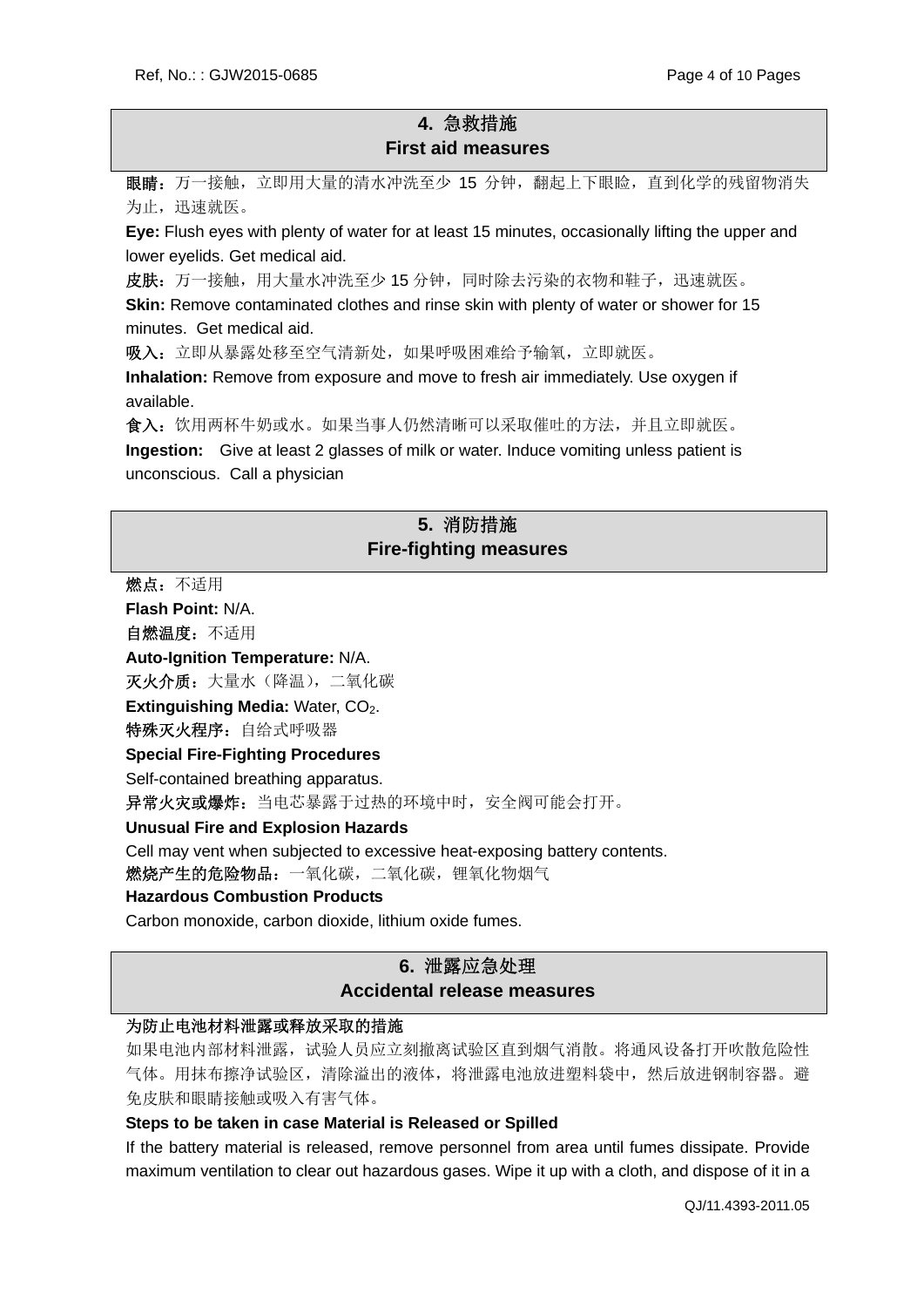## 4. 急救措施 First aid measures

**眼睛**：万一接触，立即用大量的清水冲洗至少 15 分钟，翻起上下眼睑，直到化学的残留物消失为止，迅速就医。

**Eye:** Flush eyes with plenty of water for at least 15 minutes, occasionally lifting the upper and lower eyelids. Get medical aid.

**皮肤**：万一接触，用大量水冲洗至少 15 分钟，同时除去污染的衣物和鞋子，迅速就医。

**Skin:** Remove contaminated clothes and rinse skin with plenty of water or shower for 15 minutes. Get medical aid.

**吸入**：立即从暴露处移至空气清新处，如果呼吸困难给予输氧，立即就医。

**Inhalation:** Remove from exposure and move to fresh air immediately. Use oxygen if available.

**食入**：饮用两杯牛奶或水。如果当事人仍然清晰可以采取催吐的方法，并且立即就医。

**Ingestion:** Give at least 2 glasses of milk or water. Induce vomiting unless patient is unconscious. Call a physician

## 5. 消防措施 Fire-fighting measures

**燃点**：不适用

**Flash Point:** N/A.

**自燃温度**：不适用

**Auto-Ignition Temperature:** N/A.

**灭火介质**：大量水（降温），二氧化碳

**Extinguishing Media:** Water, $CO_2$.

**特殊灭火程序**：自给式呼吸器

**Special Fire-Fighting Procedures**

Self-contained breathing apparatus.

**异常火灾或爆炸**：当电芯暴露于过热的环境中时，安全阀可能会打开。

**Unusual Fire and Explosion Hazards**

Cell may vent when subjected to excessive heat-exposing battery contents.

**燃烧产生的危险物品**：一氧化碳，二氧化碳，锂氧化物烟气

**Hazardous Combustion Products**

Carbon monoxide, carbon dioxide, lithium oxide fumes.

## 6. 泄露应急处理 Accidental release measures

**为防止电池材料泄露或释放采取的措施**

如果电池内部材料泄露，试验人员应立刻撤离试验区直到烟气消散。将通风设备打开吹散危险性气体。用抹布擦净试验区，清除溢出的液体，将泄露电池放进塑料袋中，然后放进钢制容器。避免皮肤和眼睛接触或吸入有害气体。

**Steps to be taken in case Material is Released or Spilled**

If the battery material is released, remove personnel from area until fumes dissipate. Provide maximum ventilation to clear out hazardous gases. Wipe it up with a cloth, and dispose of it in a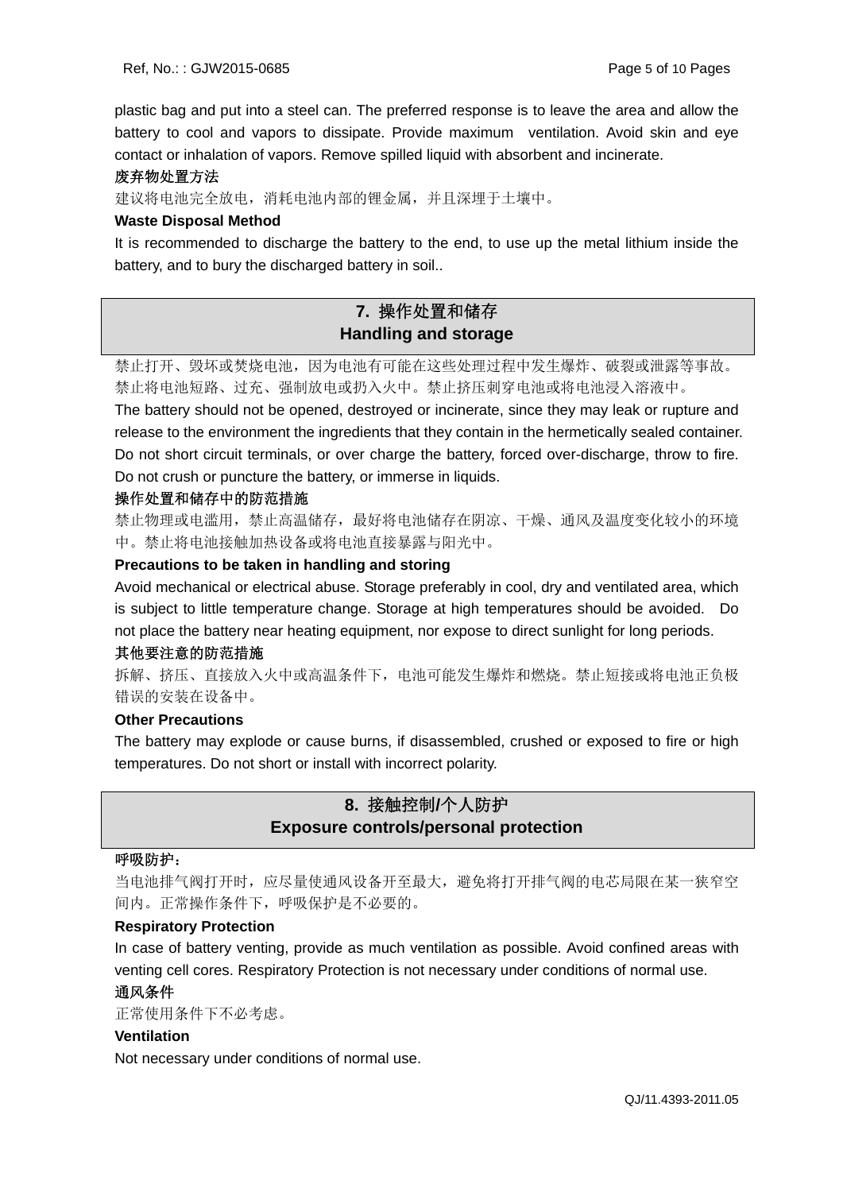plastic bag and put into a steel can. The preferred response is to leave the area and allow the battery to cool and vapors to dissipate. Provide maximum ventilation. Avoid skin and eye contact or inhalation of vapors. Remove spilled liquid with absorbent and incinerate.

**废弃物处置方法**

建议将电池完全放电，消耗电池内部的锂金属，并且深埋于土壤中。

**Waste Disposal Method**

It is recommended to discharge the battery to the end, to use up the metal lithium inside the battery, and to bury the discharged battery in soil..

## 7. 操作处置和储存 Handling and storage

禁止打开、毁坏或焚烧电池，因为电池有可能在这些处理过程中发生爆炸、破裂或泄露等事故。禁止将电池短路、过充、强制放电或扔入火中。禁止挤压刺穿电池或将电池浸入溶液中。

The battery should not be opened, destroyed or incinerate, since they may leak or rupture and release to the environment the ingredients that they contain in the hermetically sealed container. Do not short circuit terminals, or over charge the battery, forced over-discharge, throw to fire. Do not crush or puncture the battery, or immerse in liquids.

**操作处置和储存中的防范措施**

禁止物理或电滥用，禁止高温储存，最好将电池储存在阴凉、干燥、通风及温度变化较小的环境中。禁止将电池接触加热设备或将电池直接暴露与阳光中。

**Precautions to be taken in handling and storing**

Avoid mechanical or electrical abuse. Storage preferably in cool, dry and ventilated area, which is subject to little temperature change. Storage at high temperatures should be avoided. Do not place the battery near heating equipment, nor expose to direct sunlight for long periods.

**其他要注意的防范措施**

拆解、挤压、直接放入火中或高温条件下，电池可能发生爆炸和燃烧。禁止短接或将电池正负极错误的安装在设备中。

**Other Precautions**

The battery may explode or cause burns, if disassembled, crushed or exposed to fire or high temperatures. Do not short or install with incorrect polarity.

## 8. 接触控制/个人防护 Exposure controls/personal protection

**呼吸防护：**

当电池排气阀打开时，应尽量使通风设备开至最大，避免将打开排气阀的电芯局限在某一狭窄空间内。正常操作条件下，呼吸保护是不必要的。

**Respiratory Protection**

In case of battery venting, provide as much ventilation as possible. Avoid confined areas with venting cell cores. Respiratory Protection is not necessary under conditions of normal use.

**通风条件**

正常使用条件下不必考虑。

**Ventilation**

Not necessary under conditions of normal use.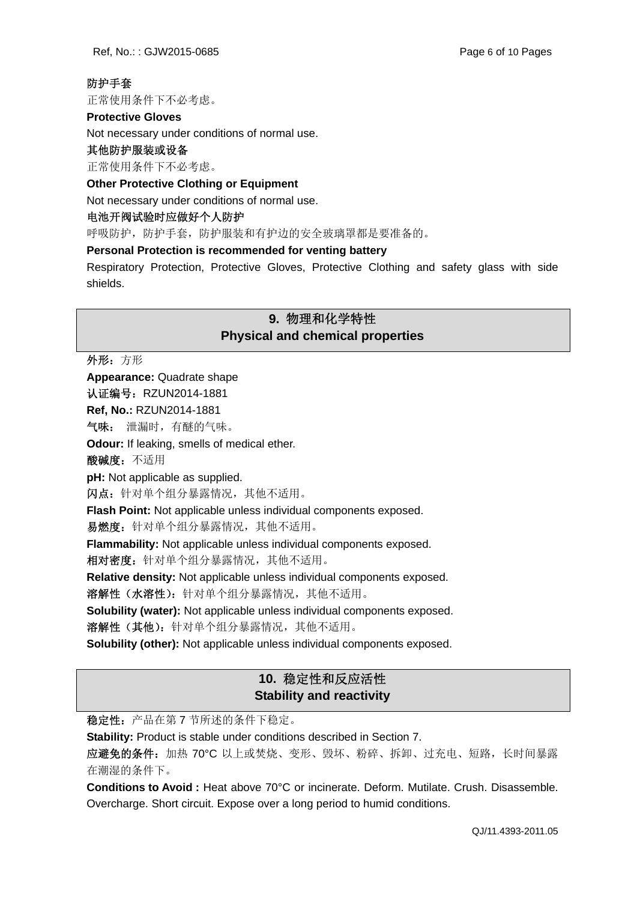**防护手套**

正常使用条件下不必考虑。

**Protective Gloves**

Not necessary under conditions of normal use.

**其他防护服装或设备**

正常使用条件下不必考虑。

**Other Protective Clothing or Equipment**

Not necessary under conditions of normal use.

**电池开阀试验时应做好个人防护**

呼吸防护，防护手套，防护服装和有护边的安全玻璃罩都是要准备的。

**Personal Protection is recommended for venting battery**

Respiratory Protection, Protective Gloves, Protective Clothing and safety glass with side shields.

## 9. 物理和化学特性 Physical and chemical properties

**外形：**方形

**Appearance:** Quadrate shape

**认证编号：**RZUN2014-1881

**Ref, No.:** RZUN2014-1881

**气味：** 泄漏时，有醚的气味。

**Odour:** If leaking, smells of medical ether.

**酸碱度：**不适用

**pH:** Not applicable as supplied.

**闪点：**针对单个组分暴露情况，其他不适用。

**Flash Point:** Not applicable unless individual components exposed.

**易燃度：**针对单个组分暴露情况，其他不适用。

**Flammability:** Not applicable unless individual components exposed.

**相对密度：**针对单个组分暴露情况，其他不适用。

**Relative density:** Not applicable unless individual components exposed.

**溶解性（水溶性）：**针对单个组分暴露情况，其他不适用。

**Solubility (water):** Not applicable unless individual components exposed.

**溶解性（其他）：**针对单个组分暴露情况，其他不适用。

**Solubility (other):** Not applicable unless individual components exposed.

## 10. 稳定性和反应活性 Stability and reactivity

**稳定性：**产品在第 7 节所述的条件下稳定。

**Stability:** Product is stable under conditions described in Section 7.

**应避免的条件：**加热 70°C 以上或焚烧、变形、毁坏、粉碎、拆卸、过充电、短路，长时间暴露在潮湿的条件下。

**Conditions to Avoid :** Heat above 70°C or incinerate. Deform. Mutilate. Crush. Disassemble. Overcharge. Short circuit. Expose over a long period to humid conditions.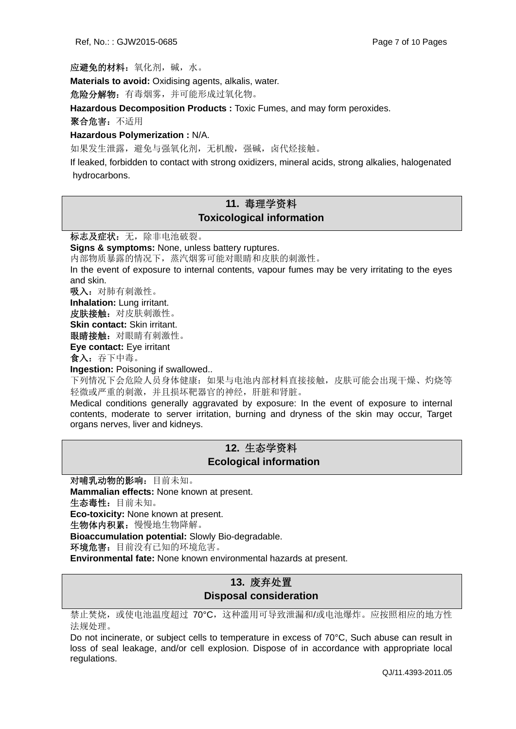**应避免的材料：**氧化剂，碱，水。

**Materials to avoid:** Oxidising agents, alkalis, water.

**危险分解物：**有毒烟雾，并可能形成过氧化物。

**Hazardous Decomposition Products :** Toxic Fumes, and may form peroxides.

**聚合危害：**不适用

**Hazardous Polymerization :** N/A.

如果发生泄露，避免与强氧化剂，无机酸，强碱，卤代烃接触。

If leaked, forbidden to contact with strong oxidizers, mineral acids, strong alkalies, halogenated hydrocarbons.

## 11. 毒理学资料 Toxicological information

**标志及症状：**无，除非电池破裂。

**Signs & symptoms:** None, unless battery ruptures.

内部物质暴露的情况下，蒸汽烟雾可能对眼睛和皮肤的刺激性。

In the event of exposure to internal contents, vapour fumes may be very irritating to the eyes and skin.

**吸入：**对肺有刺激性。

**Inhalation:** Lung irritant.

**皮肤接触：**对皮肤刺激性。

**Skin contact:** Skin irritant.

**眼睛接触：**对眼睛有刺激性。

**Eye contact:** Eye irritant

**食入：**吞下中毒。

**Ingestion:** Poisoning if swallowed..

下列情况下会危险人员身体健康：如果与电池内部材料直接接触，皮肤可能会出现干燥、灼烧等轻微或严重的刺激，并且损坏靶器官的神经，肝脏和肾脏。

Medical conditions generally aggravated by exposure: In the event of exposure to internal contents, moderate to server irritation, burning and dryness of the skin may occur, Target organs nerves, liver and kidneys.

## 12. 生态学资料 Ecological information

**对哺乳动物的影响：**目前未知。

**Mammalian effects:** None known at present.

**生态毒性：**目前未知。

**Eco-toxicity:** None known at present.

**生物体内积累：**慢慢地生物降解。

**Bioaccumulation potential:** Slowly Bio-degradable.

**环境危害：**目前没有已知的环境危害。

**Environmental fate:** None known environmental hazards at present.

## 13. 废弃处置 Disposal consideration

禁止焚烧，或使电池温度超过 70°C，这种滥用可导致泄漏和/或电池爆炸。应按照相应的地方性法规处理。

Do not incinerate, or subject cells to temperature in excess of 70°C, Such abuse can result in loss of seal leakage, and/or cell explosion. Dispose of in accordance with appropriate local regulations.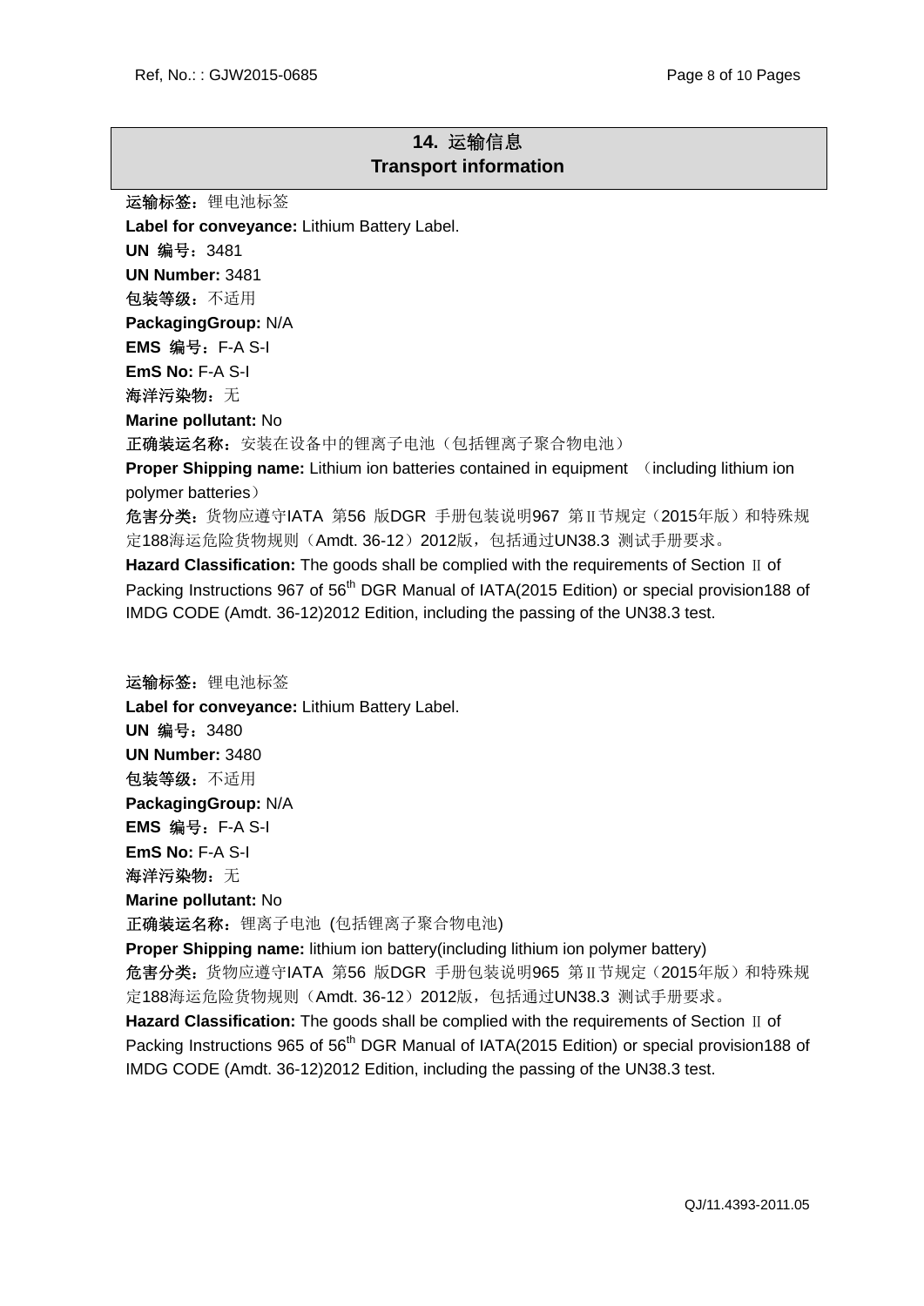## 14. 运输信息 Transport information

**运输标签：**锂电池标签

**Label for conveyance:** Lithium Battery Label.

**UN 编号：**3481

**UN Number:** 3481

**包装等级：**不适用

**PackagingGroup:** N/A

**EMS 编号：**F-A S-I

**EmS No:** F-A S-I

**海洋污染物：**无

**Marine pollutant:** No

**正确装运名称：**安装在设备中的锂离子电池（包括锂离子聚合物电池）

**Proper Shipping name:** Lithium ion batteries contained in equipment （including lithium ion polymer batteries）

**危害分类：**货物应遵守IATA 第56 版DGR 手册包装说明967 第Ⅱ节规定（2015年版）和特殊规定188海运危险货物规则（Amdt. 36-12）2012版，包括通过UN38.3 测试手册要求。

**Hazard Classification:** The goods shall be complied with the requirements of Section Ⅱ of Packing Instructions 967 of 56th DGR Manual of IATA(2015 Edition) or special provision188 of IMDG CODE (Amdt. 36-12)2012 Edition, including the passing of the UN38.3 test.

**运输标签：**锂电池标签

**Label for conveyance:** Lithium Battery Label.

**UN 编号：**3480

**UN Number:** 3480

**包装等级：**不适用

**PackagingGroup:** N/A

**EMS 编号：**F-A S-I

**EmS No:** F-A S-I

**海洋污染物：**无

**Marine pollutant:** No

**正确装运名称：**锂离子电池 (包括锂离子聚合物电池)

**Proper Shipping name:** lithium ion battery(including lithium ion polymer battery)

**危害分类：**货物应遵守IATA 第56 版DGR 手册包装说明965 第Ⅱ节规定（2015年版）和特殊规定188海运危险货物规则（Amdt. 36-12）2012版，包括通过UN38.3 测试手册要求。

**Hazard Classification:** The goods shall be complied with the requirements of Section Ⅱ of Packing Instructions 965 of 56th DGR Manual of IATA(2015 Edition) or special provision188 of IMDG CODE (Amdt. 36-12)2012 Edition, including the passing of the UN38.3 test.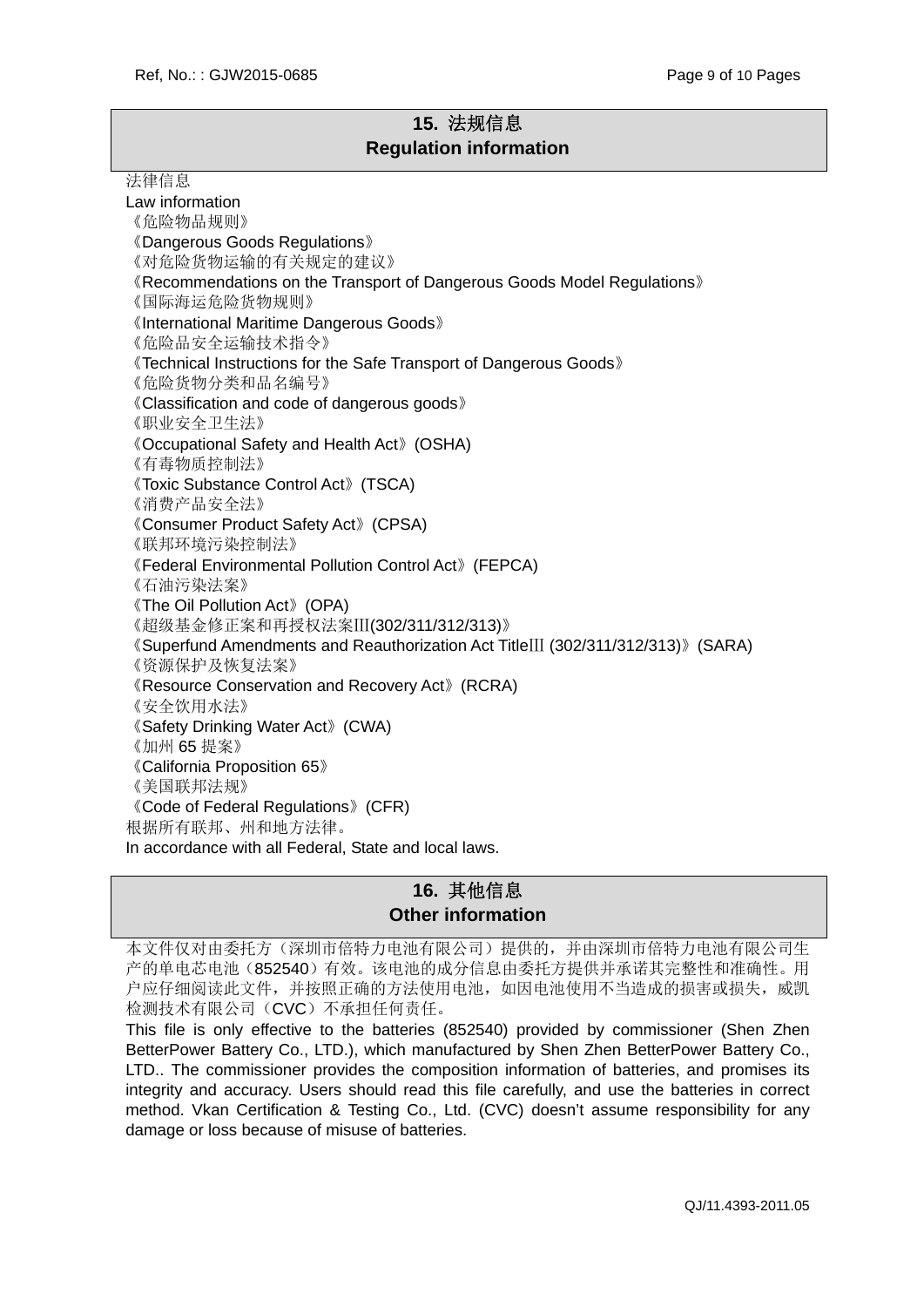## 15. 法规信息
## Regulation information

法律信息

Law information

《危险物品规则》

《Dangerous Goods Regulations》

《对危险货物运输的有关规定的建议》

《Recommendations on the Transport of Dangerous Goods Model Regulations》

《国际海运危险货物规则》

《International Maritime Dangerous Goods》

《危险品安全运输技术指令》

《Technical Instructions for the Safe Transport of Dangerous Goods》

《危险货物分类和品名编号》

《Classification and code of dangerous goods》

《职业安全卫生法》

《Occupational Safety and Health Act》(OSHA)

《有毒物质控制法》

《Toxic Substance Control Act》(TSCA)

《消费产品安全法》

《Consumer Product Safety Act》(CPSA)

《联邦环境污染控制法》

《Federal Environmental Pollution Control Act》(FEPCA)

《石油污染法案》

《The Oil Pollution Act》(OPA)

《超级基金修正案和再授权法案Ⅲ(302/311/312/313)》

《Superfund Amendments and Reauthorization Act TitleⅢ (302/311/312/313)》(SARA)

《资源保护及恢复法案》

《Resource Conservation and Recovery Act》(RCRA)

《安全饮用水法》

《Safety Drinking Water Act》(CWA)

《加州 65 提案》

《California Proposition 65》

《美国联邦法规》

《Code of Federal Regulations》(CFR)

根据所有联邦、州和地方法律。

In accordance with all Federal, State and local laws.

## 16. 其他信息
## Other information

本文件仅对由委托方（深圳市倍特力电池有限公司）提供的，并由深圳市倍特力电池有限公司生产的单电芯电池（852540）有效。该电池的成分信息由委托方提供并承诺其完整性和准确性。用户应仔细阅读此文件，并按照正确的方法使用电池，如因电池使用不当造成的损害或损失，威凯检测技术有限公司（CVC）不承担任何责任。

This file is only effective to the batteries (852540) provided by commissioner (Shen Zhen BetterPower Battery Co., LTD.), which manufactured by Shen Zhen BetterPower Battery Co., LTD.. The commissioner provides the composition information of batteries, and promises its integrity and accuracy. Users should read this file carefully, and use the batteries in correct method. Vkan Certification & Testing Co., Ltd. (CVC) doesn't assume responsibility for any damage or loss because of misuse of batteries.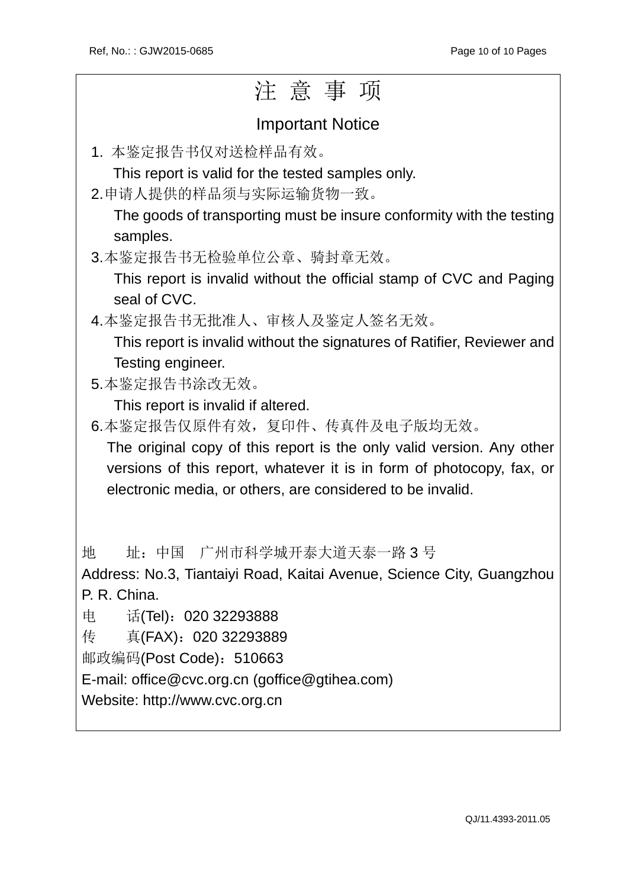# 注 意 事 项

## Important Notice

1. 本鉴定报告书仅对送检样品有效。
   This report is valid for the tested samples only.
2. 申请人提供的样品须与实际运输货物一致。
   The goods of transporting must be insure conformity with the testing samples.
3. 本鉴定报告书无检验单位公章、骑封章无效。
   This report is invalid without the official stamp of CVC and Paging seal of CVC.
4. 本鉴定报告书无批准人、审核人及鉴定人签名无效。
   This report is invalid without the signatures of Ratifier, Reviewer and Testing engineer.
5. 本鉴定报告书涂改无效。
   This report is invalid if altered.
6. 本鉴定报告仅原件有效，复印件、传真件及电子版均无效。
   The original copy of this report is the only valid version. Any other versions of this report, whatever it is in form of photocopy, fax, or electronic media, or others, are considered to be invalid.

地　　址：中国　广州市科学城开泰大道天泰一路 3 号
Address: No.3, Tiantaiyi Road, Kaitai Avenue, Science City, Guangzhou P. R. China.
电　　话(Tel)：020 32293888
传　　真(FAX)：020 32293889
邮政编码(Post Code)：510663
E-mail: office@cvc.org.cn (goffice@gtihea.com)
Website: http://www.cvc.org.cn

QJ/11.4393-2011.05